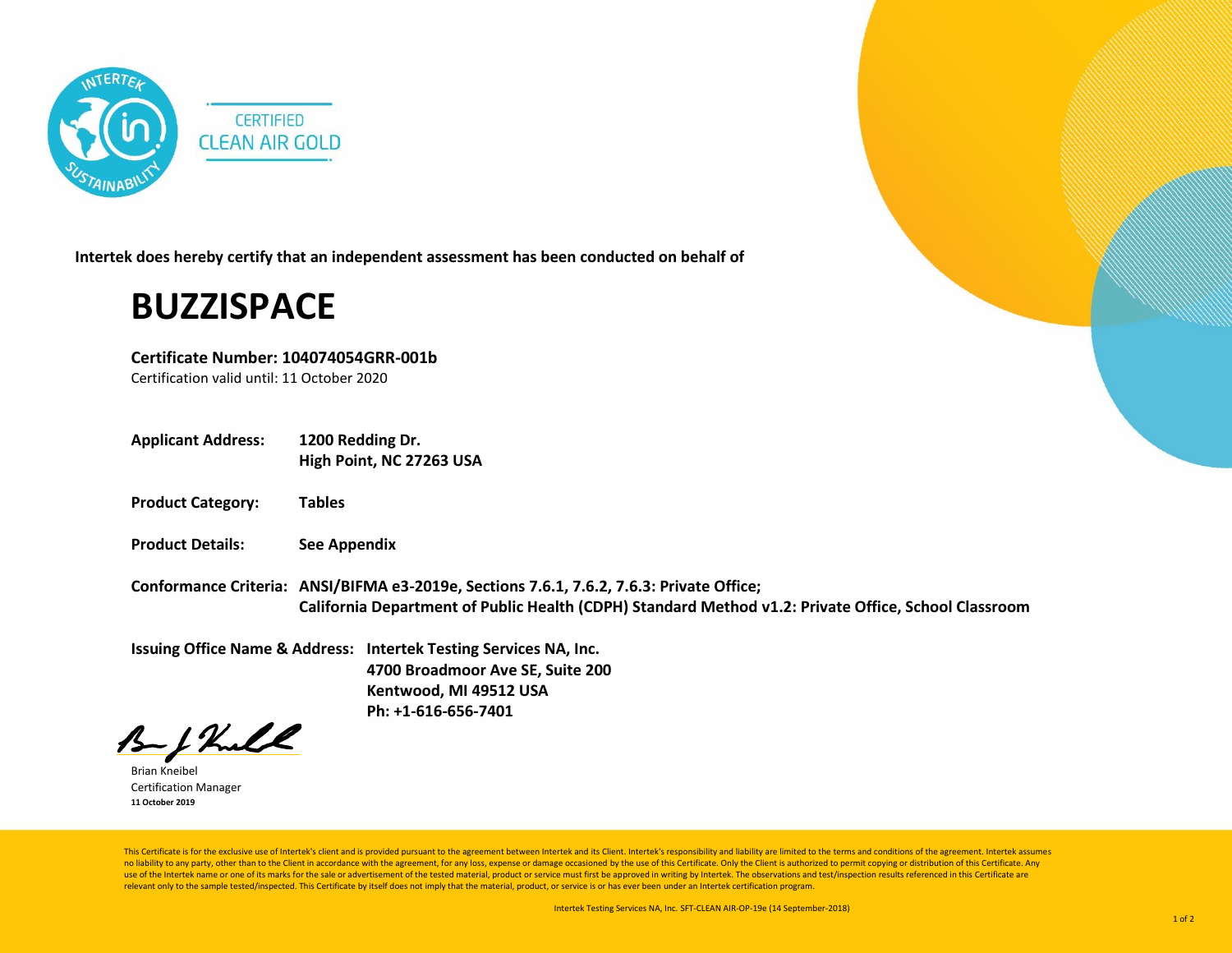INTERTEK SUSTAINABILITY

CERTIFIED CLEAN AIR GOLD

**Intertek does hereby certify that an independent assessment has been conducted on behalf of**

# BUZZISPACE

**Certificate Number: 104074054GRR-001b**
Certification valid until: 11 October 2020

**Applicant Address:** **1200 Redding Dr.**
**High Point, NC 27263 USA**

**Product Category:** **Tables**

**Product Details:** **See Appendix**

**Conformance Criteria:** **ANSI/BIFMA e3-2019e, Sections 7.6.1, 7.6.2, 7.6.3: Private Office;**
**California Department of Public Health (CDPH) Standard Method v1.2: Private Office, School Classroom**

**Issuing Office Name & Address:** **Intertek Testing Services NA, Inc.**
**4700 Broadmoor Ave SE, Suite 200**
**Kentwood, MI 49512 USA**
**Ph: +1-616-656-7401**

Brian Kneibel
Certification Manager
**11 October 2019**

This Certificate is for the exclusive use of Intertek's client and is provided pursuant to the agreement between Intertek and its Client. Intertek's responsibility and liability are limited to the terms and conditions of the agreement. Intertek assumes no liability to any party, other than to the Client in accordance with the agreement, for any loss, expense or damage occasioned by the use of this Certificate. Only the Client is authorized to permit copying or distribution of this Certificate. Any use of the Intertek name or one of its marks for the sale or advertisement of the tested material, product or service must first be approved in writing by Intertek. The observations and test/inspection results referenced in this Certificate are relevant only to the sample tested/inspected. This Certificate by itself does not imply that the material, product, or service is or has ever been under an Intertek certification program.

Intertek Testing Services NA, Inc. SFT-CLEAN AIR-OP-19e (14 September-2018)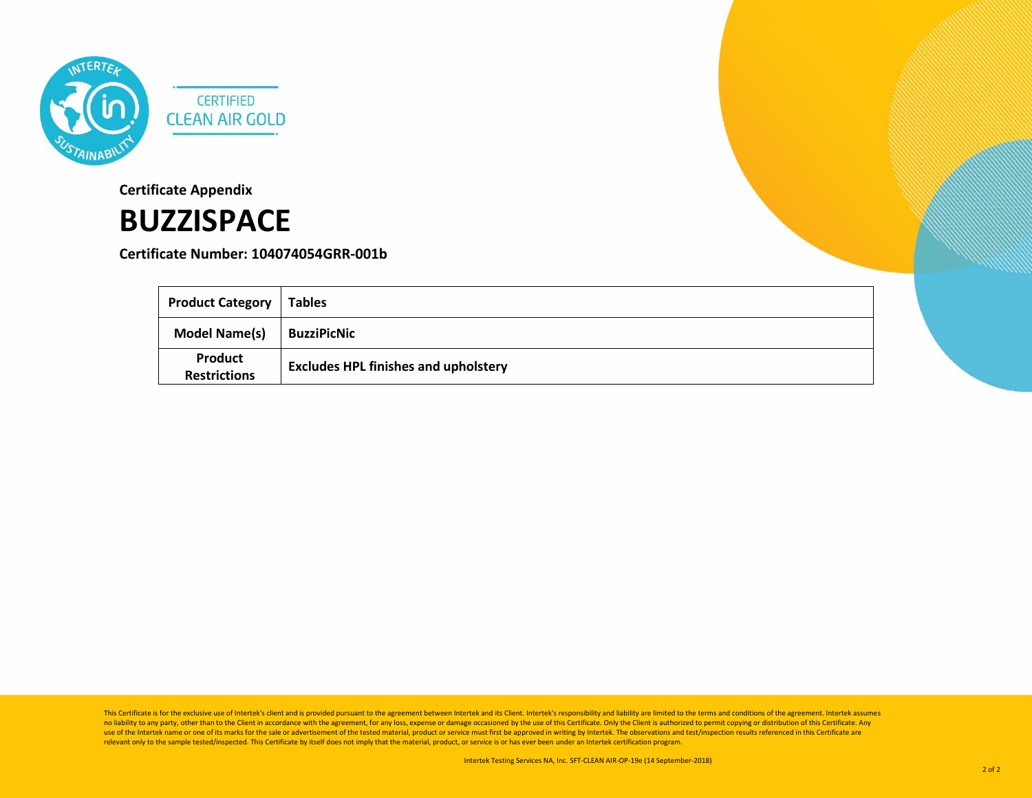CERTIFIED

CLEAN AIR GOLD

**Certificate Appendix**

# BUZZISPACE

**Certificate Number: 104074054GRR-001b**

| | |
|---|---|
| **Product Category** | **Tables** |
| **Model Name(s)** | **BuzziPicNic** |
| **Product Restrictions** | **Excludes HPL finishes and upholstery** |

This Certificate is for the exclusive use of Intertek's client and is provided pursuant to the agreement between Intertek and its Client. Intertek's responsibility and liability are limited to the terms and conditions of the agreement. Intertek assumes no liability to any party, other than to the Client in accordance with the agreement, for any loss, expense or damage occasioned by the use of this Certificate. Only the Client is authorized to permit copying or distribution of this Certificate. Any use of the Intertek name or one of its marks for the sale or advertisement of the tested material, product or service must first be approved in writing by Intertek. The observations and test/inspection results referenced in this Certificate are relevant only to the sample tested/inspected. This Certificate by itself does not imply that the material, product, or service is or has ever been under an Intertek certification program.

Intertek Testing Services NA, Inc. SFT-CLEAN AIR-OP-19e (14 September-2018)